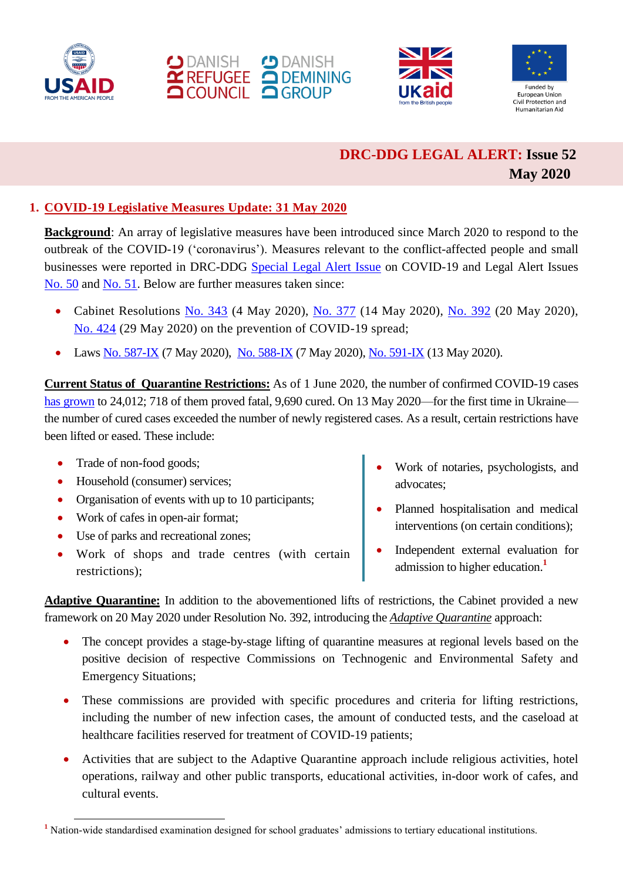**DRC-DDG LEGAL ALERT: Issue 52**
**May 2020**

## 1. COVID-19 Legislative Measures Update: 31 May 2020

**Background**: An array of legislative measures have been introduced since March 2020 to respond to the outbreak of the COVID-19 ('coronavirus'). Measures relevant to the conflict-affected people and small businesses were reported in DRC-DDG Special Legal Alert Issue on COVID-19 and Legal Alert Issues No. 50 and No. 51. Below are further measures taken since:

- Cabinet Resolutions No. 343 (4 May 2020), No. 377 (14 May 2020), No. 392 (20 May 2020), No. 424 (29 May 2020) on the prevention of COVID-19 spread;
- Laws No. 587-IX (7 May 2020), No. 588-IX (7 May 2020), No. 591-IX (13 May 2020).

**Current Status of Quarantine Restrictions:** As of 1 June 2020, the number of confirmed COVID-19 cases has grown to 24,012; 718 of them proved fatal, 9,690 cured. On 13 May 2020—for the first time in Ukraine—the number of cured cases exceeded the number of newly registered cases. As a result, certain restrictions have been lifted or eased. These include:

- Trade of non-food goods;
- Household (consumer) services;
- Organisation of events with up to 10 participants;
- Work of cafes in open-air format;
- Use of parks and recreational zones;
- Work of shops and trade centres (with certain restrictions);
- Work of notaries, psychologists, and advocates;
- Planned hospitalisation and medical interventions (on certain conditions);
- Independent external evaluation for admission to higher education.[1]

**Adaptive Quarantine:** In addition to the abovementioned lifts of restrictions, the Cabinet provided a new framework on 20 May 2020 under Resolution No. 392, introducing the *Adaptive Quarantine* approach:

- The concept provides a stage-by-stage lifting of quarantine measures at regional levels based on the positive decision of respective Commissions on Technogenic and Environmental Safety and Emergency Situations;
- These commissions are provided with specific procedures and criteria for lifting restrictions, including the number of new infection cases, the amount of conducted tests, and the caseload at healthcare facilities reserved for treatment of COVID-19 patients;
- Activities that are subject to the Adaptive Quarantine approach include religious activities, hotel operations, railway and other public transports, educational activities, in-door work of cafes, and cultural events.

[1] Nation-wide standardised examination designed for school graduates' admissions to tertiary educational institutions.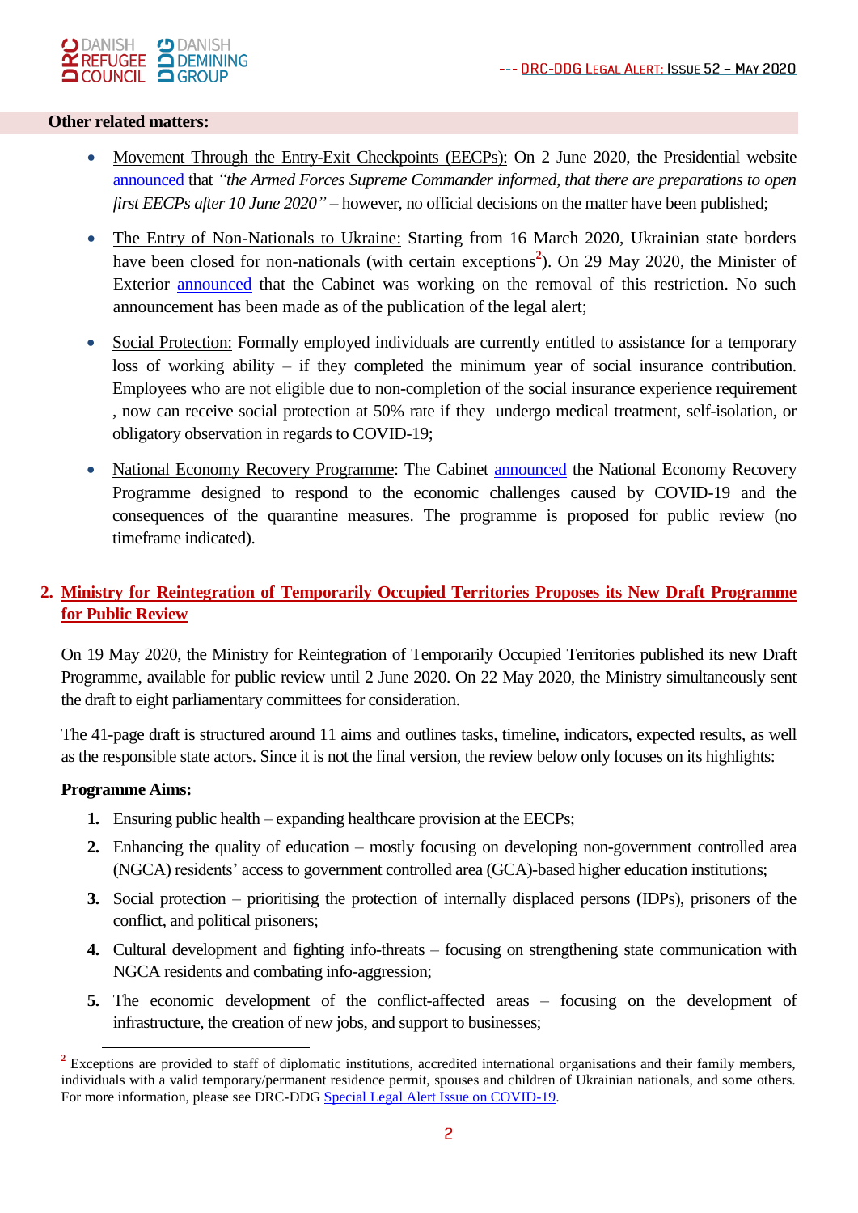**Other related matters:**

- Movement Through the Entry-Exit Checkpoints (EECPs): On 2 June 2020, the Presidential website announced that *"the Armed Forces Supreme Commander informed, that there are preparations to open first EECPs after 10 June 2020"* – however, no official decisions on the matter have been published;
- The Entry of Non-Nationals to Ukraine: Starting from 16 March 2020, Ukrainian state borders have been closed for non-nationals (with certain exceptions[2]). On 29 May 2020, the Minister of Exterior announced that the Cabinet was working on the removal of this restriction. No such announcement has been made as of the publication of the legal alert;
- Social Protection: Formally employed individuals are currently entitled to assistance for a temporary loss of working ability – if they completed the minimum year of social insurance contribution. Employees who are not eligible due to non-completion of the social insurance experience requirement , now can receive social protection at 50% rate if they undergo medical treatment, self-isolation, or obligatory observation in regards to COVID-19;
- National Economy Recovery Programme: The Cabinet announced the National Economy Recovery Programme designed to respond to the economic challenges caused by COVID-19 and the consequences of the quarantine measures. The programme is proposed for public review (no timeframe indicated).

## 2. Ministry for Reintegration of Temporarily Occupied Territories Proposes its New Draft Programme for Public Review

On 19 May 2020, the Ministry for Reintegration of Temporarily Occupied Territories published its new Draft Programme, available for public review until 2 June 2020. On 22 May 2020, the Ministry simultaneously sent the draft to eight parliamentary committees for consideration.

The 41-page draft is structured around 11 aims and outlines tasks, timeline, indicators, expected results, as well as the responsible state actors. Since it is not the final version, the review below only focuses on its highlights:

**Programme Aims:**

1. Ensuring public health – expanding healthcare provision at the EECPs;
2. Enhancing the quality of education – mostly focusing on developing non-government controlled area (NGCA) residents' access to government controlled area (GCA)-based higher education institutions;
3. Social protection – prioritising the protection of internally displaced persons (IDPs), prisoners of the conflict, and political prisoners;
4. Cultural development and fighting info-threats – focusing on strengthening state communication with NGCA residents and combating info-aggression;
5. The economic development of the conflict-affected areas – focusing on the development of infrastructure, the creation of new jobs, and support to businesses;

---

[2] Exceptions are provided to staff of diplomatic institutions, accredited international organisations and their family members, individuals with a valid temporary/permanent residence permit, spouses and children of Ukrainian nationals, and some others. For more information, please see DRC-DDG Special Legal Alert Issue on COVID-19.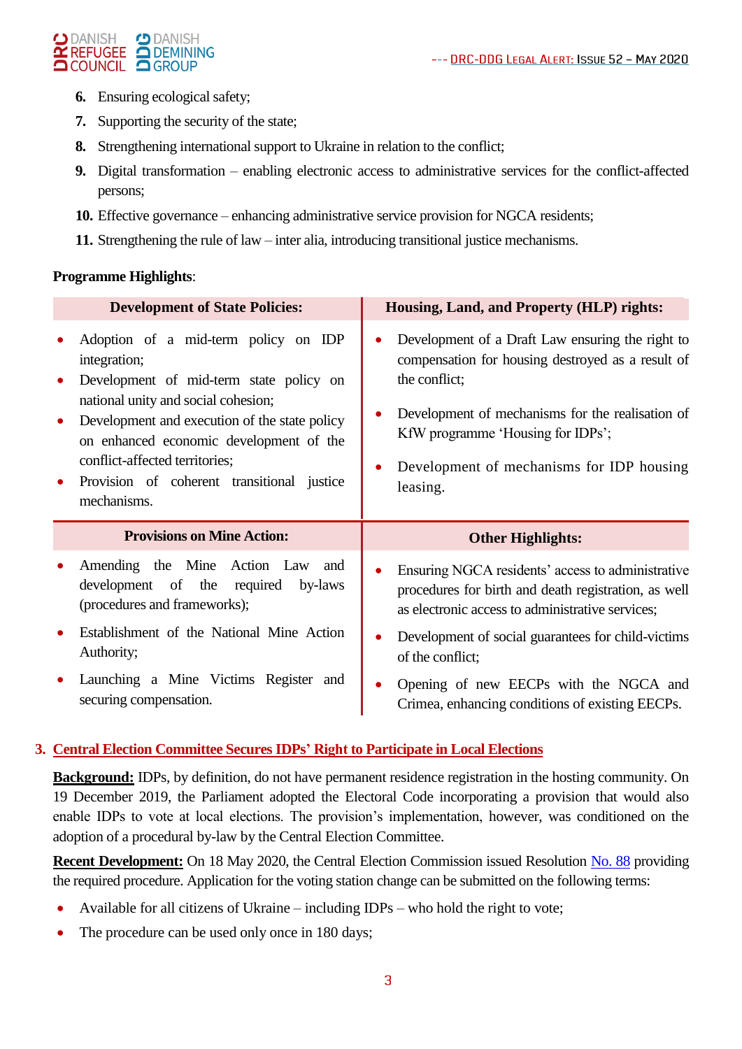6. Ensuring ecological safety;
7. Supporting the security of the state;
8. Strengthening international support to Ukraine in relation to the conflict;
9. Digital transformation – enabling electronic access to administrative services for the conflict-affected persons;
10. Effective governance – enhancing administrative service provision for NGCA residents;
11. Strengthening the rule of law – inter alia, introducing transitional justice mechanisms.

**Programme Highlights**:

| **Development of State Policies:** | **Housing, Land, and Property (HLP) rights:** |
|---|---|
| • Adoption of a mid-term policy on IDP integration;<br>• Development of mid-term state policy on national unity and social cohesion;<br>• Development and execution of the state policy on enhanced economic development of the conflict-affected territories;<br>• Provision of coherent transitional justice mechanisms. | • Development of a Draft Law ensuring the right to compensation for housing destroyed as a result of the conflict;<br>• Development of mechanisms for the realisation of KfW programme 'Housing for IDPs';<br>• Development of mechanisms for IDP housing leasing. |
| **Provisions on Mine Action:** | **Other Highlights:** |
| • Amending the Mine Action Law and development of the required by-laws (procedures and frameworks);<br>• Establishment of the National Mine Action Authority;<br>• Launching a Mine Victims Register and securing compensation. | • Ensuring NGCA residents' access to administrative procedures for birth and death registration, as well as electronic access to administrative services;<br>• Development of social guarantees for child-victims of the conflict;<br>• Opening of new EECPs with the NGCA and Crimea, enhancing conditions of existing EECPs. |

## 3. Central Election Committee Secures IDPs' Right to Participate in Local Elections

**Background:** IDPs, by definition, do not have permanent residence registration in the hosting community. On 19 December 2019, the Parliament adopted the Electoral Code incorporating a provision that would also enable IDPs to vote at local elections. The provision's implementation, however, was conditioned on the adoption of a procedural by-law by the Central Election Committee.

**Recent Development:** On 18 May 2020, the Central Election Commission issued Resolution No. 88 providing the required procedure. Application for the voting station change can be submitted on the following terms:

- Available for all citizens of Ukraine – including IDPs – who hold the right to vote;
- The procedure can be used only once in 180 days;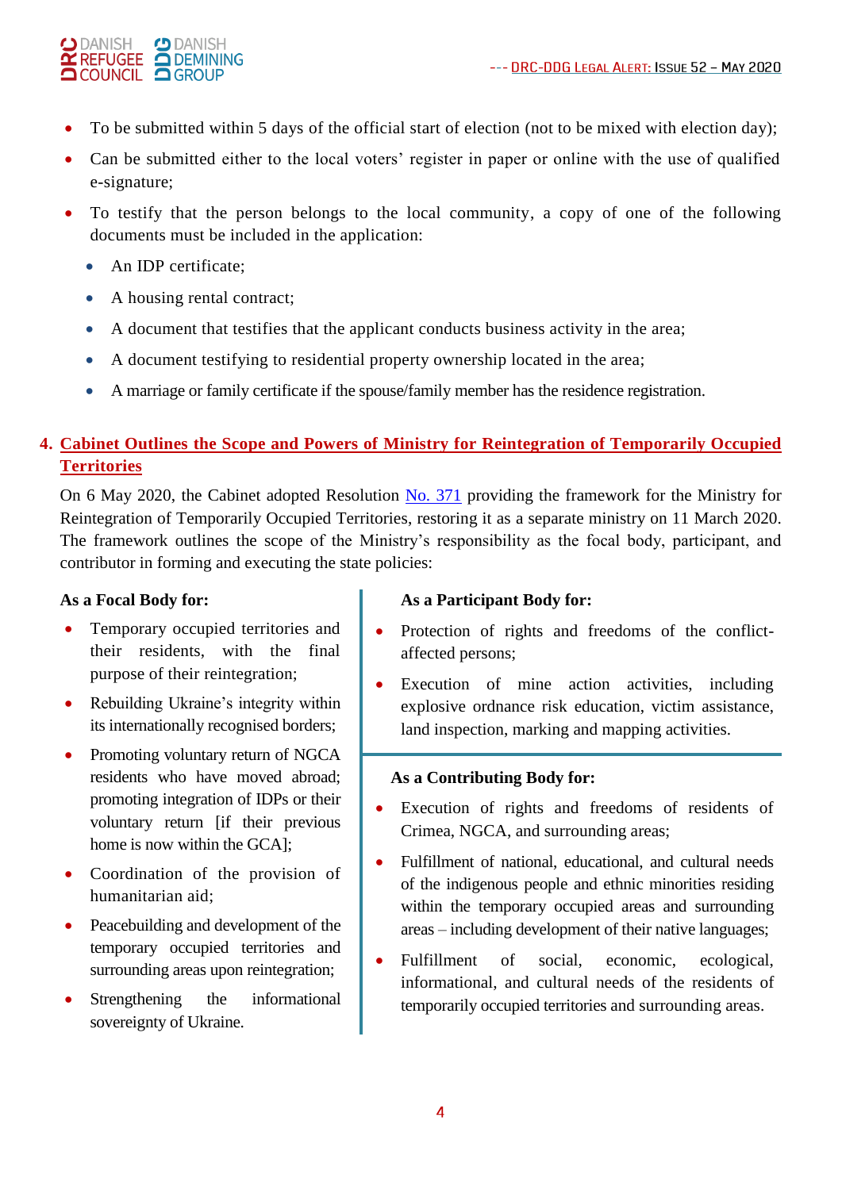- To be submitted within 5 days of the official start of election (not to be mixed with election day);
- Can be submitted either to the local voters' register in paper or online with the use of qualified e-signature;
- To testify that the person belongs to the local community, a copy of one of the following documents must be included in the application:
  - An IDP certificate;
  - A housing rental contract;
  - A document that testifies that the applicant conducts business activity in the area;
  - A document testifying to residential property ownership located in the area;
  - A marriage or family certificate if the spouse/family member has the residence registration.

## 4. Cabinet Outlines the Scope and Powers of Ministry for Reintegration of Temporarily Occupied Territories

On 6 May 2020, the Cabinet adopted Resolution No. 371 providing the framework for the Ministry for Reintegration of Temporarily Occupied Territories, restoring it as a separate ministry on 11 March 2020. The framework outlines the scope of the Ministry's responsibility as the focal body, participant, and contributor in forming and executing the state policies:

**As a Focal Body for:**

- Temporary occupied territories and their residents, with the final purpose of their reintegration;
- Rebuilding Ukraine's integrity within its internationally recognised borders;
- Promoting voluntary return of NGCA residents who have moved abroad; promoting integration of IDPs or their voluntary return [if their previous home is now within the GCA];
- Coordination of the provision of humanitarian aid;
- Peacebuilding and development of the temporary occupied territories and surrounding areas upon reintegration;
- Strengthening the informational sovereignty of Ukraine.

**As a Participant Body for:**

- Protection of rights and freedoms of the conflict-affected persons;
- Execution of mine action activities, including explosive ordnance risk education, victim assistance, land inspection, marking and mapping activities.

**As a Contributing Body for:**

- Execution of rights and freedoms of residents of Crimea, NGCA, and surrounding areas;
- Fulfillment of national, educational, and cultural needs of the indigenous people and ethnic minorities residing within the temporary occupied areas and surrounding areas – including development of their native languages;
- Fulfillment of social, economic, ecological, informational, and cultural needs of the residents of temporarily occupied territories and surrounding areas.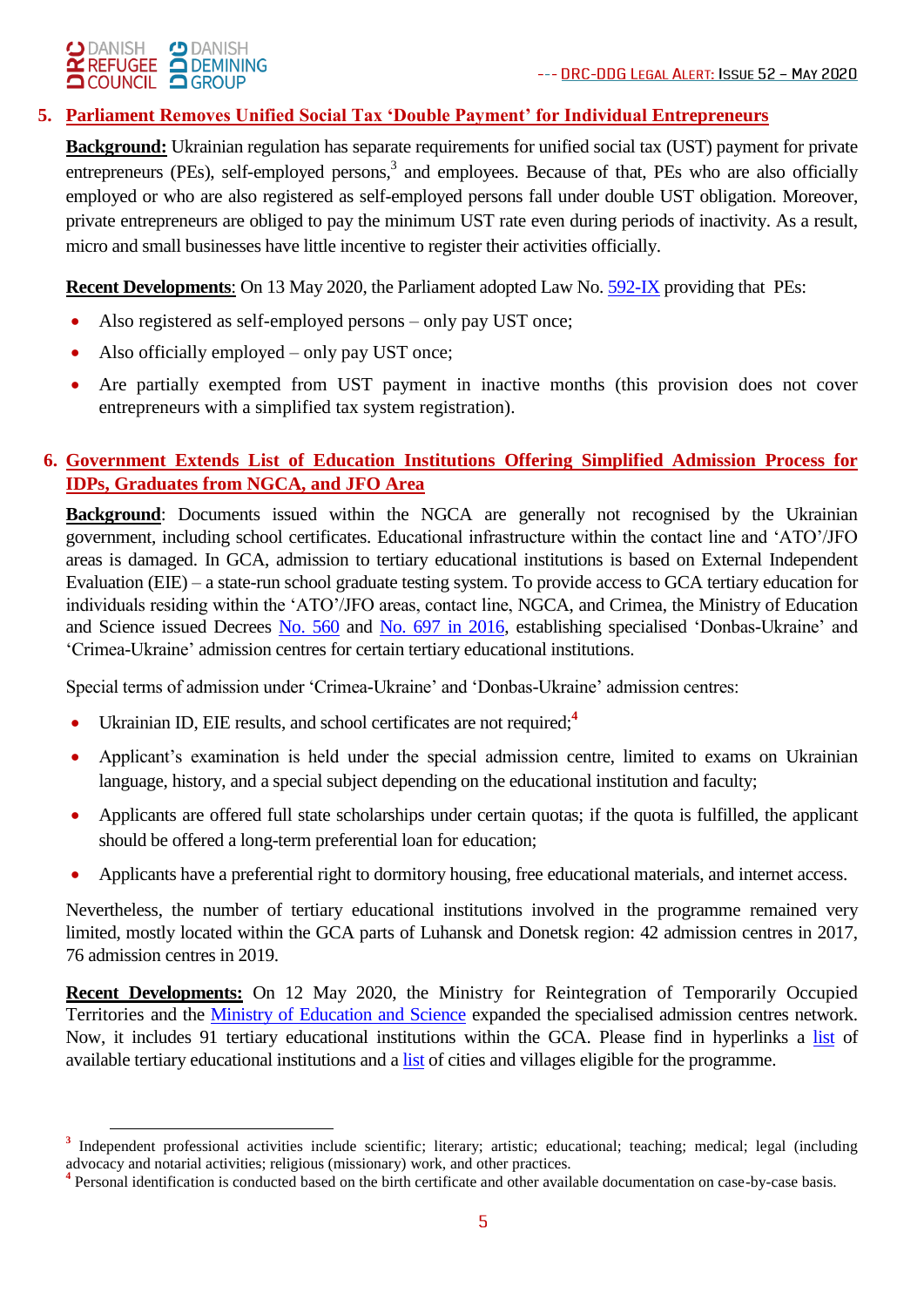## 5. Parliament Removes Unified Social Tax 'Double Payment' for Individual Entrepreneurs

**Background:** Ukrainian regulation has separate requirements for unified social tax (UST) payment for private entrepreneurs (PEs), self-employed persons,[3] and employees. Because of that, PEs who are also officially employed or who are also registered as self-employed persons fall under double UST obligation. Moreover, private entrepreneurs are obliged to pay the minimum UST rate even during periods of inactivity. As a result, micro and small businesses have little incentive to register their activities officially.

**Recent Developments**: On 13 May 2020, the Parliament adopted Law No. 592-IX providing that PEs:

- Also registered as self-employed persons – only pay UST once;
- Also officially employed – only pay UST once;
- Are partially exempted from UST payment in inactive months (this provision does not cover entrepreneurs with a simplified tax system registration).

## 6. Government Extends List of Education Institutions Offering Simplified Admission Process for IDPs, Graduates from NGCA, and JFO Area

**Background**: Documents issued within the NGCA are generally not recognised by the Ukrainian government, including school certificates. Educational infrastructure within the contact line and 'ATO'/JFO areas is damaged. In GCA, admission to tertiary educational institutions is based on External Independent Evaluation (EIE) – a state-run school graduate testing system. To provide access to GCA tertiary education for individuals residing within the 'ATO'/JFO areas, contact line, NGCA, and Crimea, the Ministry of Education and Science issued Decrees No. 560 and No. 697 in 2016, establishing specialised 'Donbas-Ukraine' and 'Crimea-Ukraine' admission centres for certain tertiary educational institutions.

Special terms of admission under 'Crimea-Ukraine' and 'Donbas-Ukraine' admission centres:

- Ukrainian ID, EIE results, and school certificates are not required;[4]
- Applicant's examination is held under the special admission centre, limited to exams on Ukrainian language, history, and a special subject depending on the educational institution and faculty;
- Applicants are offered full state scholarships under certain quotas; if the quota is fulfilled, the applicant should be offered a long-term preferential loan for education;
- Applicants have a preferential right to dormitory housing, free educational materials, and internet access.

Nevertheless, the number of tertiary educational institutions involved in the programme remained very limited, mostly located within the GCA parts of Luhansk and Donetsk region: 42 admission centres in 2017, 76 admission centres in 2019.

**Recent Developments:** On 12 May 2020, the Ministry for Reintegration of Temporarily Occupied Territories and the Ministry of Education and Science expanded the specialised admission centres network. Now, it includes 91 tertiary educational institutions within the GCA. Please find in hyperlinks a list of available tertiary educational institutions and a list of cities and villages eligible for the programme.

---

[3] Independent professional activities include scientific; literary; artistic; educational; teaching; medical; legal (including advocacy and notarial activities; religious (missionary) work, and other practices.

[4] Personal identification is conducted based on the birth certificate and other available documentation on case-by-case basis.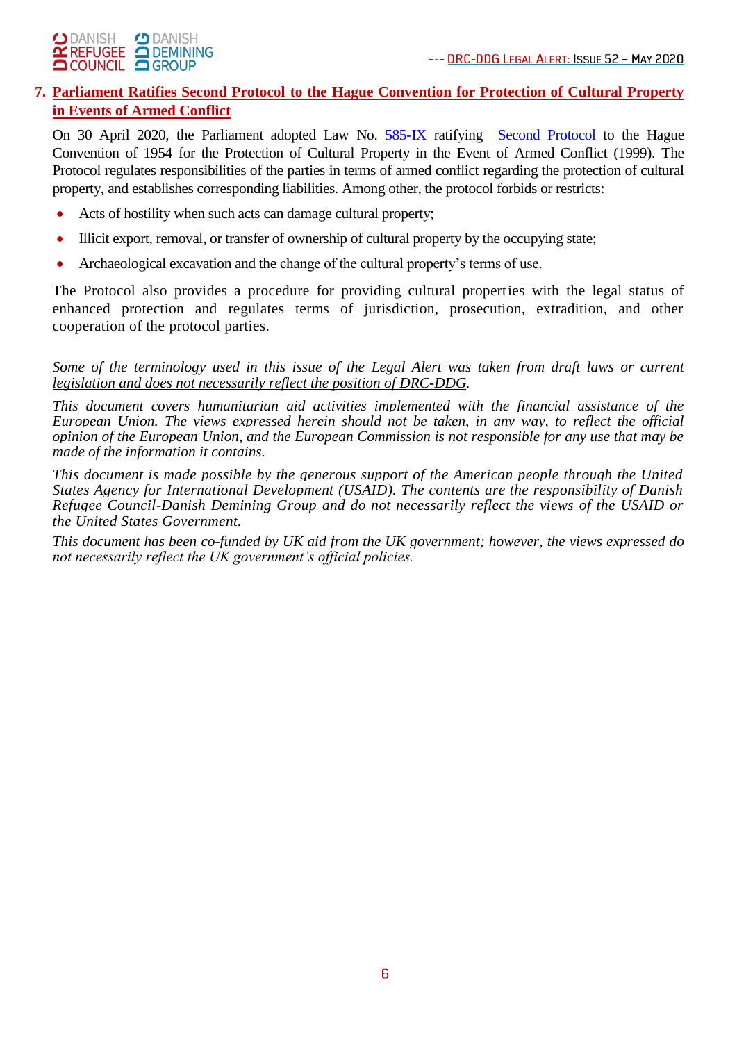## 7. Parliament Ratifies Second Protocol to the Hague Convention for Protection of Cultural Property in Events of Armed Conflict

On 30 April 2020, the Parliament adopted Law No. 585-IX ratifying Second Protocol to the Hague Convention of 1954 for the Protection of Cultural Property in the Event of Armed Conflict (1999). The Protocol regulates responsibilities of the parties in terms of armed conflict regarding the protection of cultural property, and establishes corresponding liabilities. Among other, the protocol forbids or restricts:

- Acts of hostility when such acts can damage cultural property;
- Illicit export, removal, or transfer of ownership of cultural property by the occupying state;
- Archaeological excavation and the change of the cultural property's terms of use.

The Protocol also provides a procedure for providing cultural properties with the legal status of enhanced protection and regulates terms of jurisdiction, prosecution, extradition, and other cooperation of the protocol parties.

*Some of the terminology used in this issue of the Legal Alert was taken from draft laws or current legislation and does not necessarily reflect the position of DRC-DDG.*

*This document covers humanitarian aid activities implemented with the financial assistance of the European Union. The views expressed herein should not be taken, in any way, to reflect the official opinion of the European Union, and the European Commission is not responsible for any use that may be made of the information it contains.*

*This document is made possible by the generous support of the American people through the United States Agency for International Development (USAID). The contents are the responsibility of Danish Refugee Council-Danish Demining Group and do not necessarily reflect the views of the USAID or the United States Government.*

*This document has been co-funded by UK aid from the UK government; however, the views expressed do not necessarily reflect the UK government's official policies.*